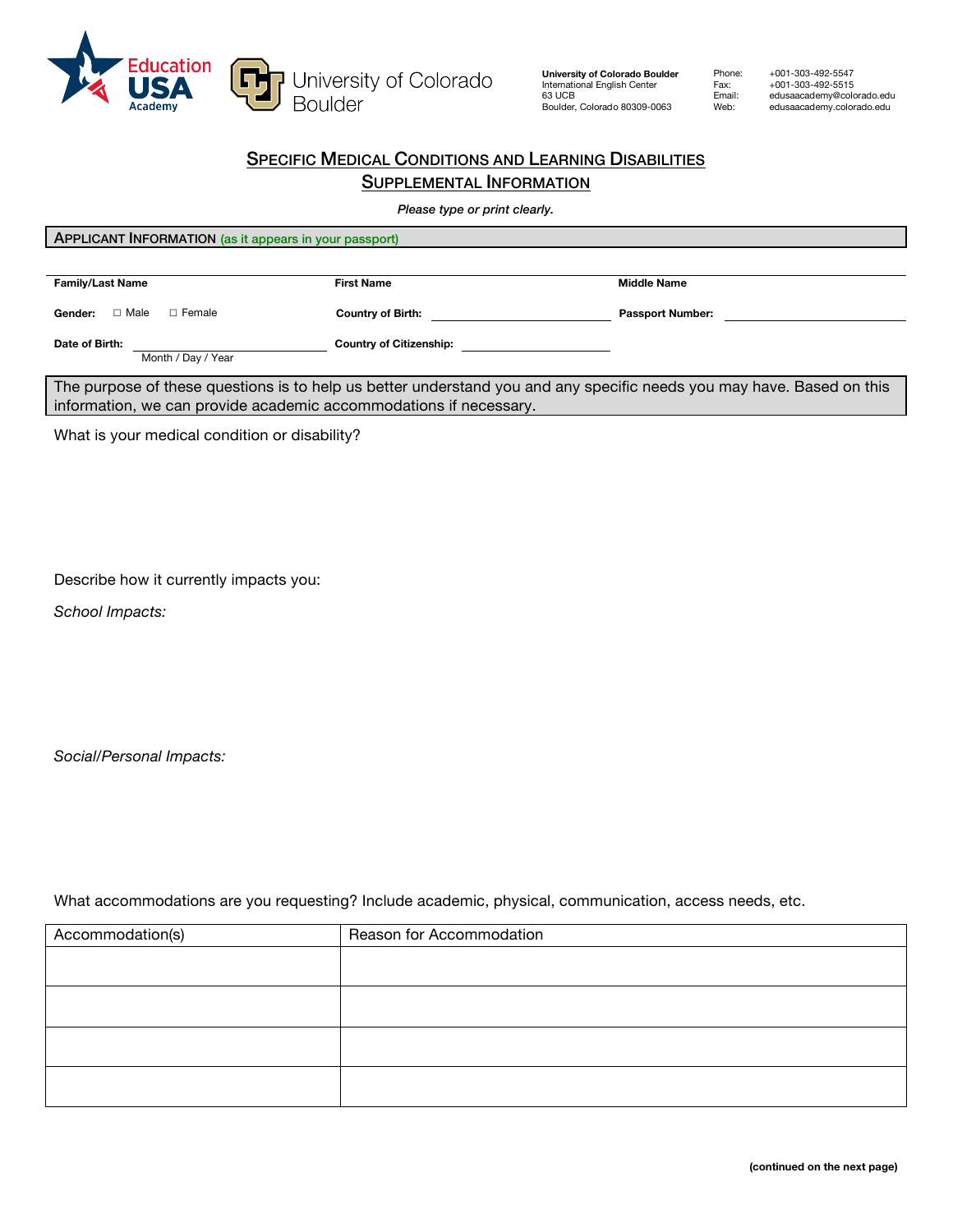Education USA Academy

University of Colorado Boulder

**University of Colorado Boulder**
International English Center
63 UCB
Boulder, Colorado 80309-0063

Phone: +001-303-492-5547
Fax: +001-303-492-5515
Email: edusaacademy@colorado.edu
Web: edusaacademy.colorado.edu

# SPECIFIC MEDICAL CONDITIONS AND LEARNING DISABILITIES SUPPLEMENTAL INFORMATION

*Please type or print clearly.*

## APPLICANT INFORMATION (as it appears in your passport)

**Family/Last Name** **First Name** **Middle Name**

**Gender:** ☐ Male ☐ Female **Country of Birth:** ______ **Passport Number:** ______

**Date of Birth:** ______ (Month / Day / Year) **Country of Citizenship:** ______

The purpose of these questions is to help us better understand you and any specific needs you may have. Based on this information, we can provide academic accommodations if necessary.

What is your medical condition or disability?

Describe how it currently impacts you:

*School Impacts:*

*Social/Personal Impacts:*

What accommodations are you requesting? Include academic, physical, communication, access needs, etc.

| Accommodation(s) | Reason for Accommodation |
|---|---|
| | |
| | |
| | |
| | |

**(continued on the next page)**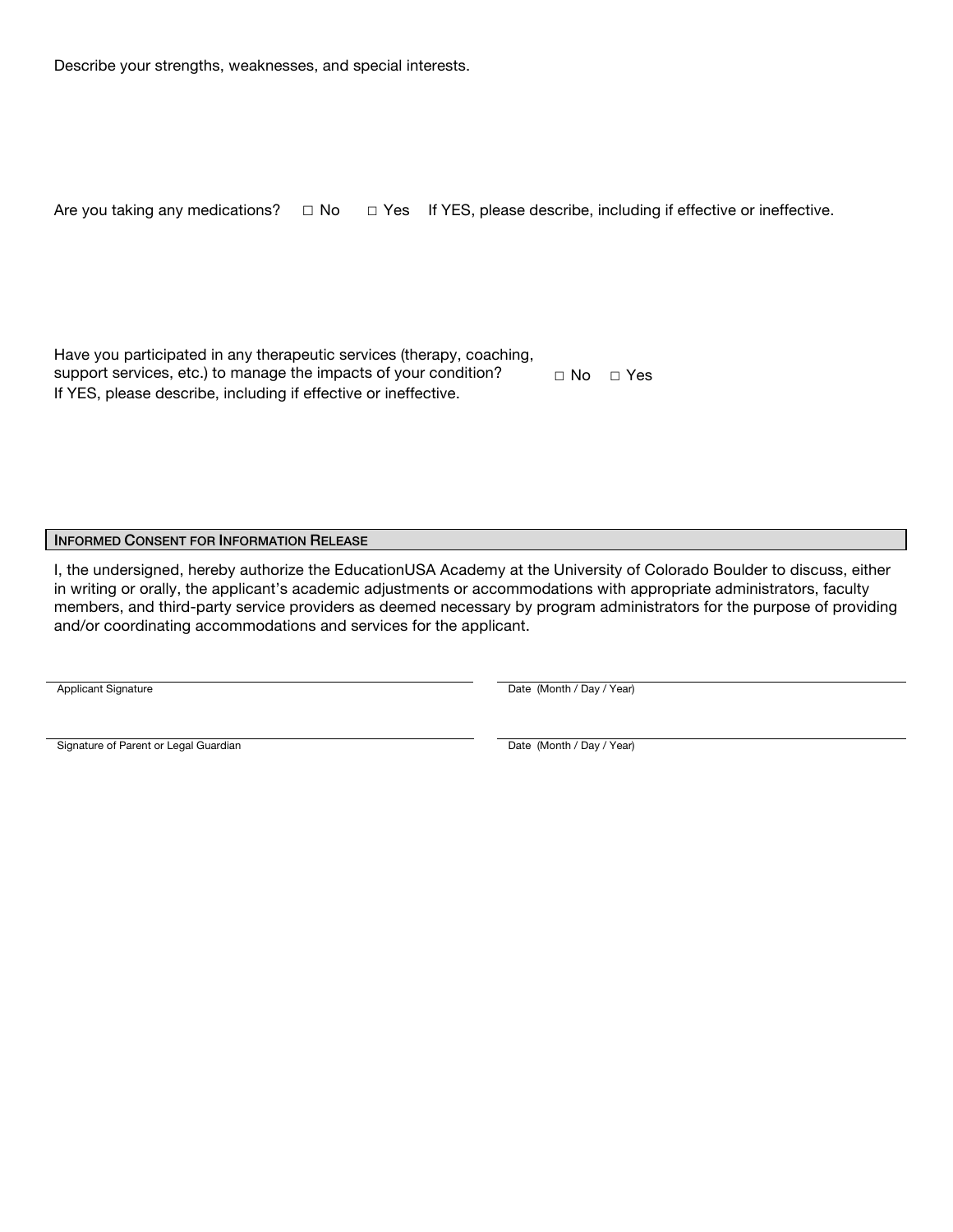Describe your strengths, weaknesses, and special interests.

Are you taking any medications? □ No □ Yes If YES, please describe, including if effective or ineffective.

Have you participated in any therapeutic services (therapy, coaching, support services, etc.) to manage the impacts of your condition? If YES, please describe, including if effective or ineffective. □ No □ Yes

## Informed Consent for Information Release

I, the undersigned, hereby authorize the EducationUSA Academy at the University of Colorado Boulder to discuss, either in writing or orally, the applicant's academic adjustments or accommodations with appropriate administrators, faculty members, and third-party service providers as deemed necessary by program administrators for the purpose of providing and/or coordinating accommodations and services for the applicant.

Applicant Signature ______________________ Date (Month / Day / Year) ______________________

Signature of Parent or Legal Guardian ______________________ Date (Month / Day / Year) ______________________